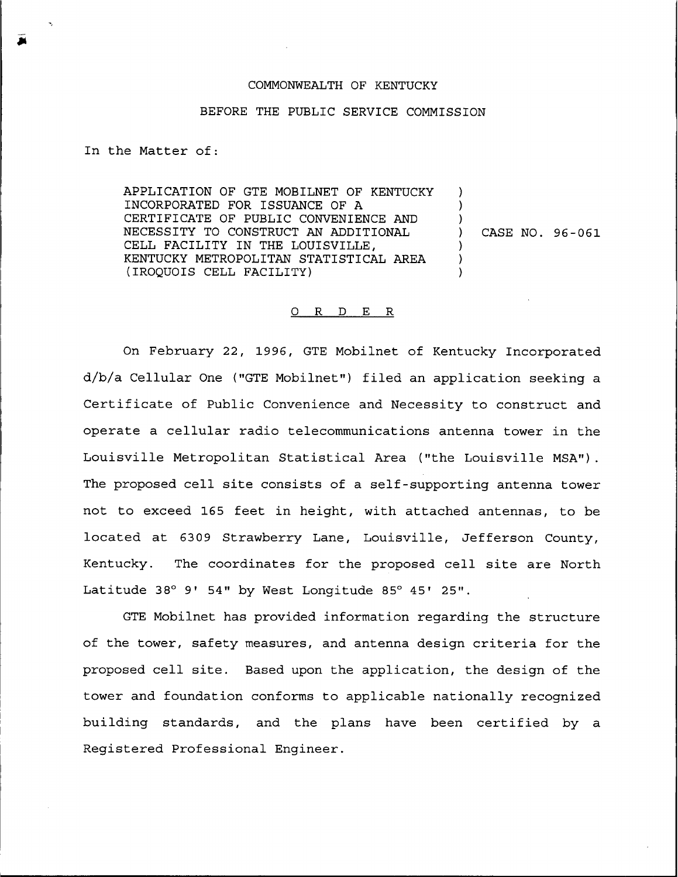COMMONWEALTH OF KENTUCKY

BEFORE THE PUBLIC SERVICE COMMISSION

In the Matter of:

| | | |
|---|---|---|
| APPLICATION OF GTE MOBILNET OF KENTUCKY INCORPORATED FOR ISSUANCE OF A CERTIFICATE OF PUBLIC CONVENIENCE AND NECESSITY TO CONSTRUCT AN ADDITIONAL CELL FACILITY IN THE LOUISVILLE, KENTUCKY METROPOLITAN STATISTICAL AREA (IROQUOIS CELL FACILITY) | ) | CASE NO. 96-061 |

## O R D E R

On February 22, 1996, GTE Mobilnet of Kentucky Incorporated d/b/a Cellular One ("GTE Mobilnet") filed an application seeking a Certificate of Public Convenience and Necessity to construct and operate a cellular radio telecommunications antenna tower in the Louisville Metropolitan Statistical Area ("the Louisville MSA"). The proposed cell site consists of a self-supporting antenna tower not to exceed 165 feet in height, with attached antennas, to be located at 6309 Strawberry Lane, Louisville, Jefferson County, Kentucky. The coordinates for the proposed cell site are North Latitude 38° 9' 54" by West Longitude 85° 45' 25".

GTE Mobilnet has provided information regarding the structure of the tower, safety measures, and antenna design criteria for the proposed cell site. Based upon the application, the design of the tower and foundation conforms to applicable nationally recognized building standards, and the plans have been certified by a Registered Professional Engineer.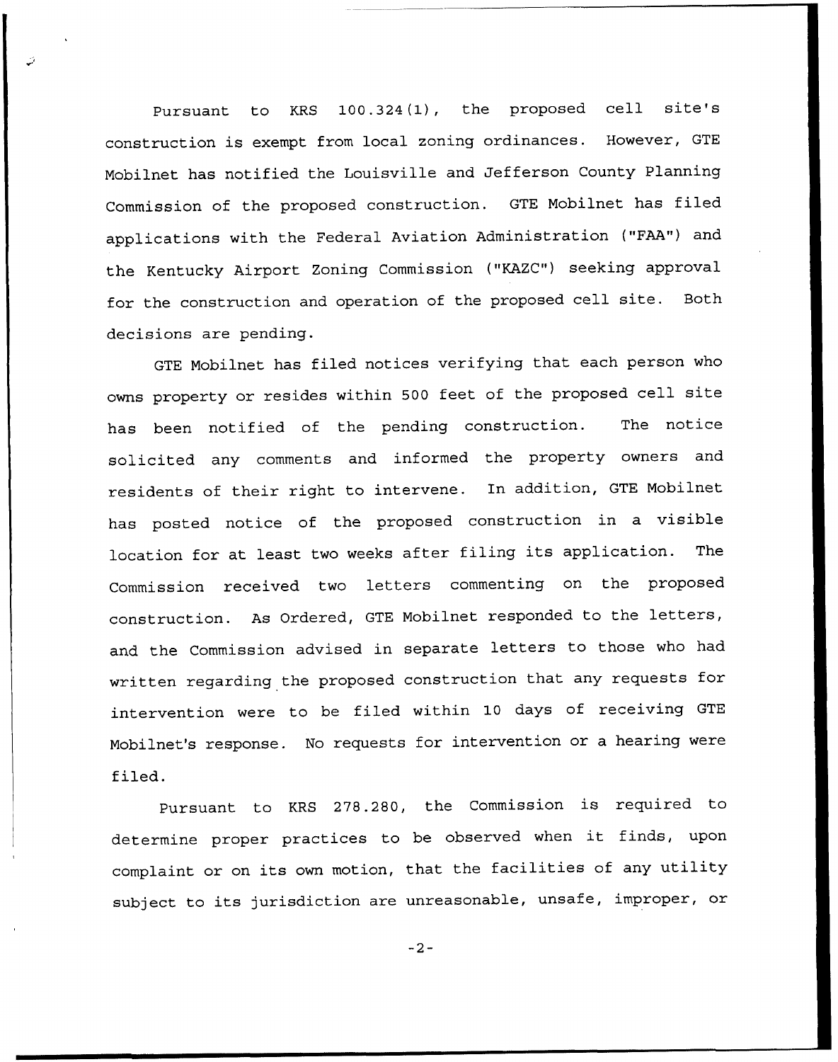Pursuant to KRS 100.324(1), the proposed cell site's construction is exempt from local zoning ordinances. However, GTE Mobilnet has notified the Louisville and Jefferson County Planning Commission of the proposed construction. GTE Mobilnet has filed applications with the Federal Aviation Administration ("FAA") and the Kentucky Airport Zoning Commission ("KAZC") seeking approval for the construction and operation of the proposed cell site. Both decisions are pending.

GTE Mobilnet has filed notices verifying that each person who owns property or resides within 500 feet of the proposed cell site has been notified of the pending construction. The notice solicited any comments and informed the property owners and residents of their right to intervene. In addition, GTE Mobilnet has posted notice of the proposed construction in a visible location for at least two weeks after filing its application. The Commission received two letters commenting on the proposed construction. As Ordered, GTE Mobilnet responded to the letters, and the Commission advised in separate letters to those who had written regarding the proposed construction that any requests for intervention were to be filed within 10 days of receiving GTE Mobilnet's response. No requests for intervention or a hearing were filed.

Pursuant to KRS 278.280, the Commission is required to determine proper practices to be observed when it finds, upon complaint or on its own motion, that the facilities of any utility subject to its jurisdiction are unreasonable, unsafe, improper, or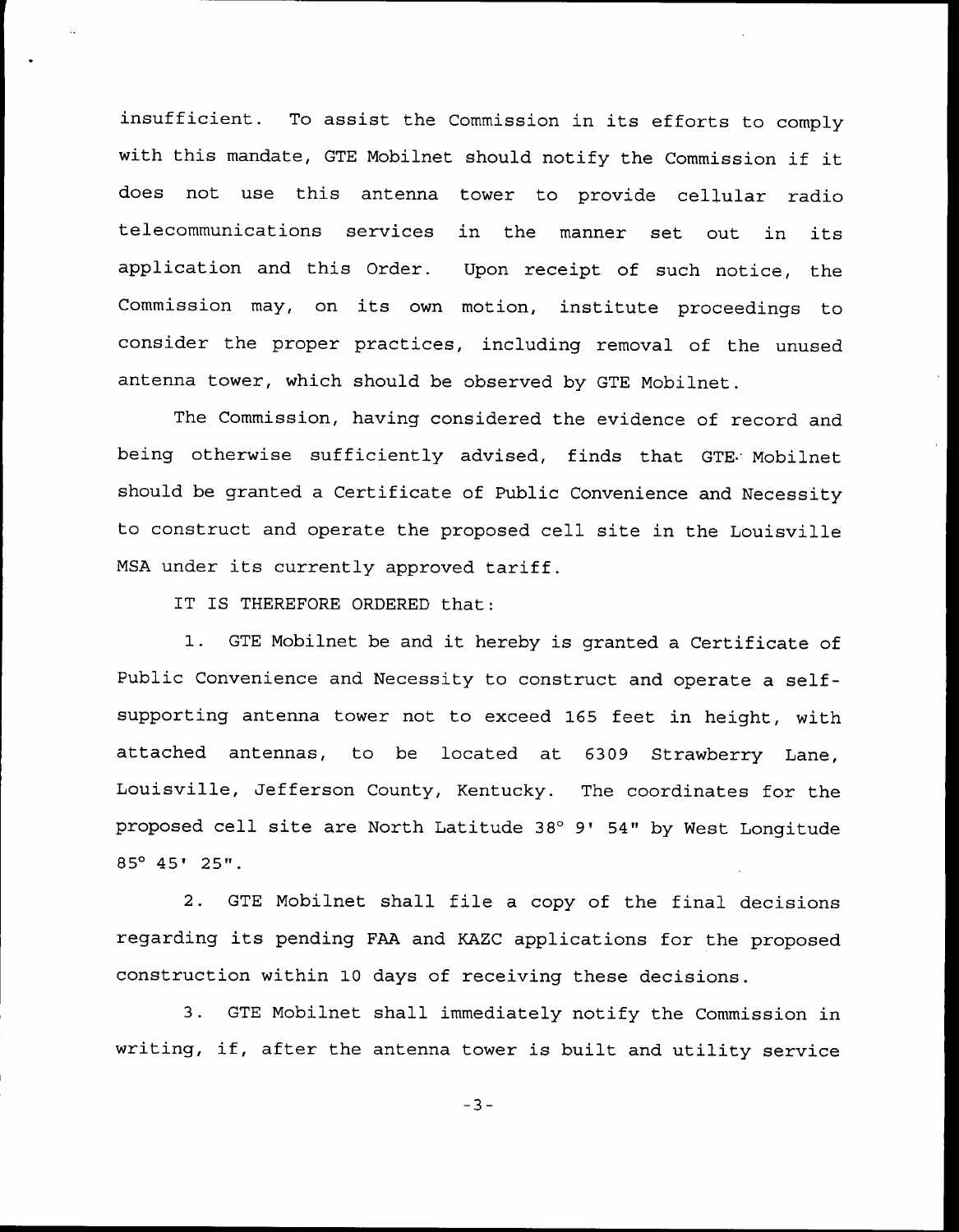insufficient. To assist the Commission in its efforts to comply with this mandate, GTE Mobilnet should notify the Commission if it does not use this antenna tower to provide cellular radio telecommunications services in the manner set out in its application and this Order. Upon receipt of such notice, the Commission may, on its own motion, institute proceedings to consider the proper practices, including removal of the unused antenna tower, which should be observed by GTE Mobilnet.

The Commission, having considered the evidence of record and being otherwise sufficiently advised, finds that GTE Mobilnet should be granted a Certificate of Public Convenience and Necessity to construct and operate the proposed cell site in the Louisville MSA under its currently approved tariff.

IT IS THEREFORE ORDERED that:

1. GTE Mobilnet be and it hereby is granted a Certificate of Public Convenience and Necessity to construct and operate a self-supporting antenna tower not to exceed 165 feet in height, with attached antennas, to be located at 6309 Strawberry Lane, Louisville, Jefferson County, Kentucky. The coordinates for the proposed cell site are North Latitude 38° 9' 54" by West Longitude 85° 45' 25".

2. GTE Mobilnet shall file a copy of the final decisions regarding its pending FAA and KAZC applications for the proposed construction within 10 days of receiving these decisions.

3. GTE Mobilnet shall immediately notify the Commission in writing, if, after the antenna tower is built and utility service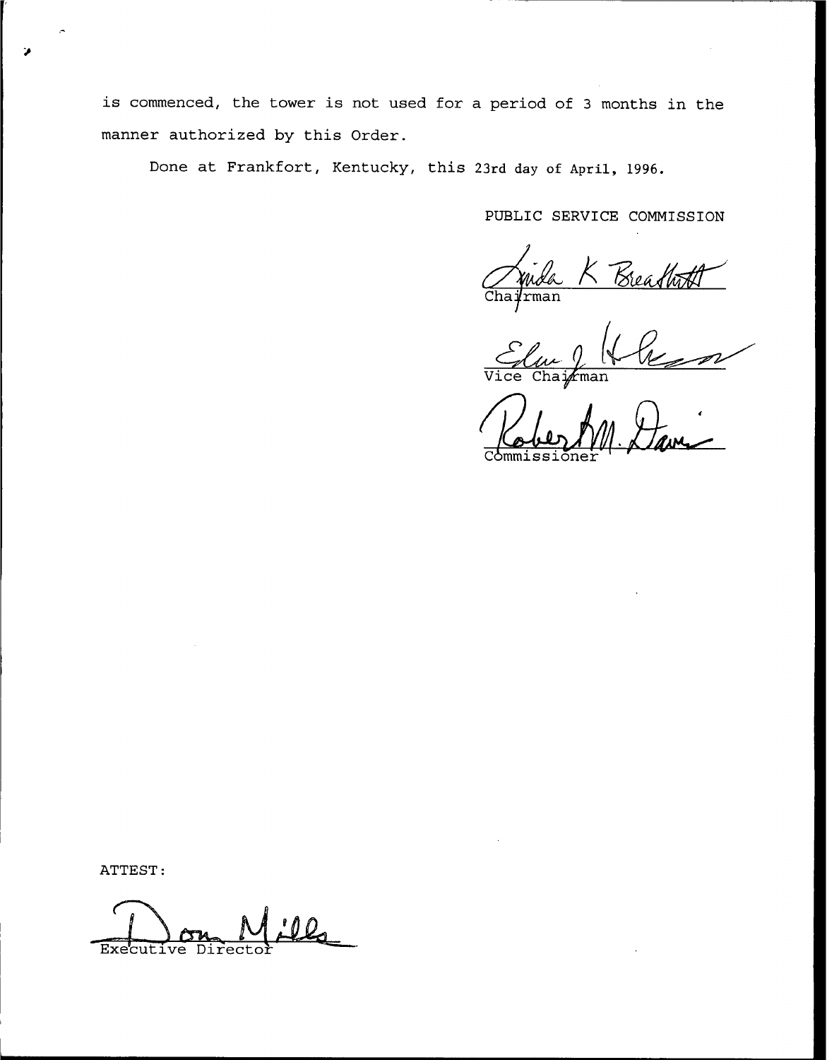is commenced, the tower is not used for a period of 3 months in the manner authorized by this Order.

Done at Frankfort, Kentucky, this 23rd day of April, 1996.

PUBLIC SERVICE COMMISSION

Chairman

Vice Chairman

Commissioner

ATTEST:

Executive Director